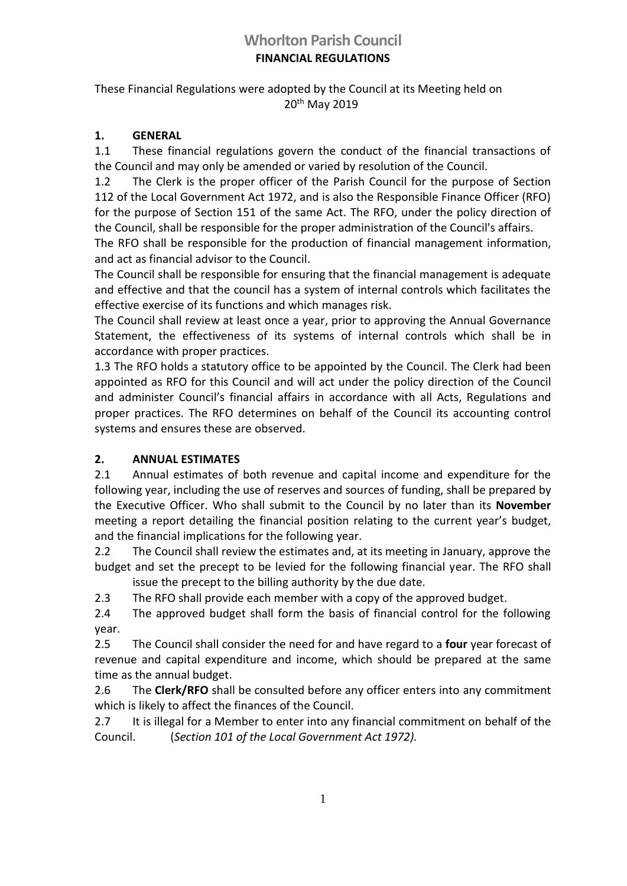# Whorlton Parish Council

## FINANCIAL REGULATIONS

These Financial Regulations were adopted by the Council at its Meeting held on 20th May 2019

### 1. GENERAL

1.1 These financial regulations govern the conduct of the financial transactions of the Council and may only be amended or varied by resolution of the Council.

1.2 The Clerk is the proper officer of the Parish Council for the purpose of Section 112 of the Local Government Act 1972, and is also the Responsible Finance Officer (RFO) for the purpose of Section 151 of the same Act. The RFO, under the policy direction of the Council, shall be responsible for the proper administration of the Council's affairs.

The RFO shall be responsible for the production of financial management information, and act as financial advisor to the Council.

The Council shall be responsible for ensuring that the financial management is adequate and effective and that the council has a system of internal controls which facilitates the effective exercise of its functions and which manages risk.

The Council shall review at least once a year, prior to approving the Annual Governance Statement, the effectiveness of its systems of internal controls which shall be in accordance with proper practices.

1.3 The RFO holds a statutory office to be appointed by the Council. The Clerk had been appointed as RFO for this Council and will act under the policy direction of the Council and administer Council's financial affairs in accordance with all Acts, Regulations and proper practices. The RFO determines on behalf of the Council its accounting control systems and ensures these are observed.

### 2. ANNUAL ESTIMATES

2.1 Annual estimates of both revenue and capital income and expenditure for the following year, including the use of reserves and sources of funding, shall be prepared by the Executive Officer. Who shall submit to the Council by no later than its **November** meeting a report detailing the financial position relating to the current year's budget, and the financial implications for the following year.

2.2 The Council shall review the estimates and, at its meeting in January, approve the budget and set the precept to be levied for the following financial year. The RFO shall issue the precept to the billing authority by the due date.

2.3 The RFO shall provide each member with a copy of the approved budget.

2.4 The approved budget shall form the basis of financial control for the following year.

2.5 The Council shall consider the need for and have regard to a **four** year forecast of revenue and capital expenditure and income, which should be prepared at the same time as the annual budget.

2.6 The **Clerk/RFO** shall be consulted before any officer enters into any commitment which is likely to affect the finances of the Council.

2.7 It is illegal for a Member to enter into any financial commitment on behalf of the Council. (*Section 101 of the Local Government Act 1972).*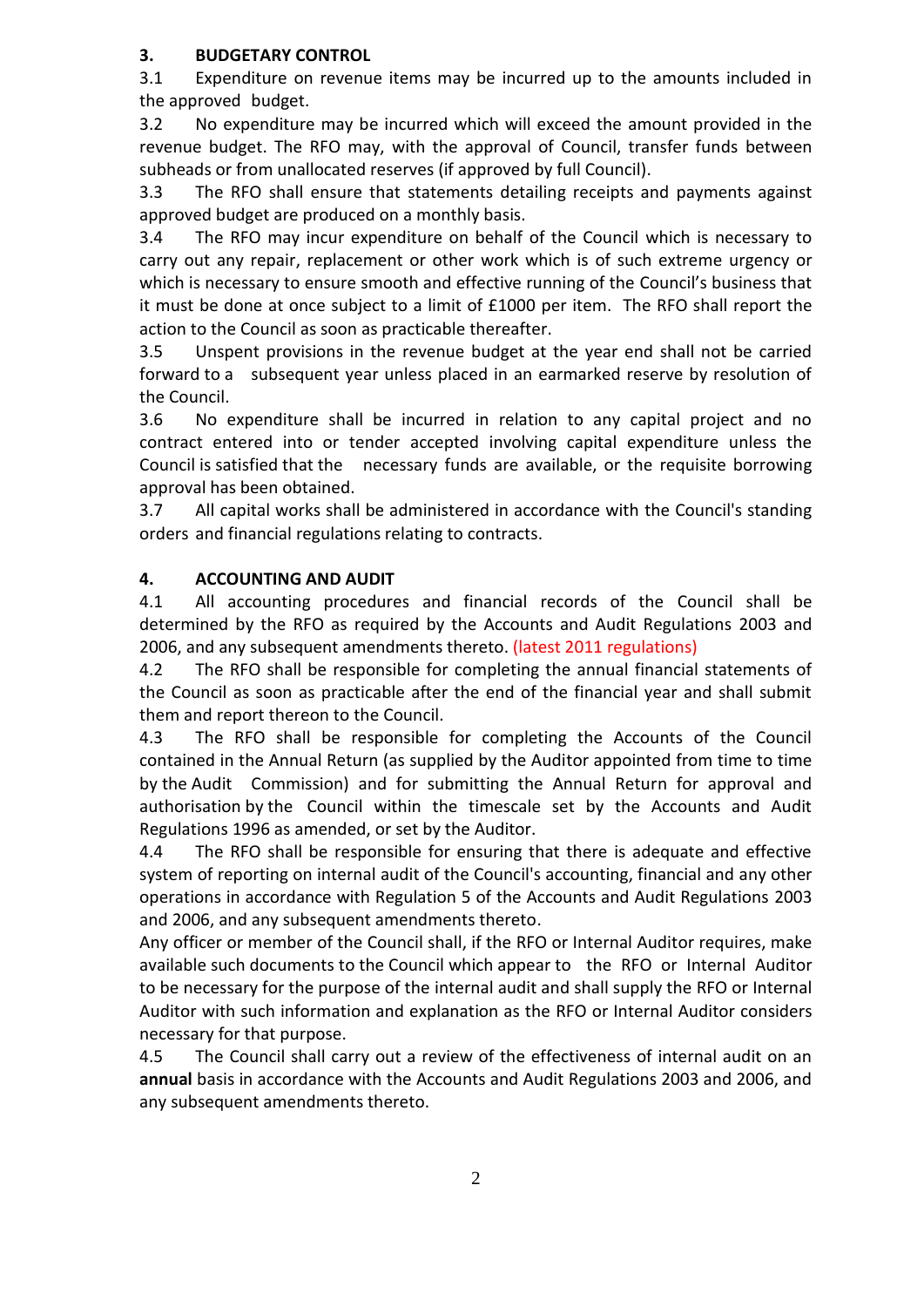## 3. BUDGETARY CONTROL

3.1 Expenditure on revenue items may be incurred up to the amounts included in the approved budget.

3.2 No expenditure may be incurred which will exceed the amount provided in the revenue budget. The RFO may, with the approval of Council, transfer funds between subheads or from unallocated reserves (if approved by full Council).

3.3 The RFO shall ensure that statements detailing receipts and payments against approved budget are produced on a monthly basis.

3.4 The RFO may incur expenditure on behalf of the Council which is necessary to carry out any repair, replacement or other work which is of such extreme urgency or which is necessary to ensure smooth and effective running of the Council's business that it must be done at once subject to a limit of £1000 per item. The RFO shall report the action to the Council as soon as practicable thereafter.

3.5 Unspent provisions in the revenue budget at the year end shall not be carried forward to a subsequent year unless placed in an earmarked reserve by resolution of the Council.

3.6 No expenditure shall be incurred in relation to any capital project and no contract entered into or tender accepted involving capital expenditure unless the Council is satisfied that the necessary funds are available, or the requisite borrowing approval has been obtained.

3.7 All capital works shall be administered in accordance with the Council's standing orders and financial regulations relating to contracts.

## 4. ACCOUNTING AND AUDIT

4.1 All accounting procedures and financial records of the Council shall be determined by the RFO as required by the Accounts and Audit Regulations 2003 and 2006, and any subsequent amendments thereto. (latest 2011 regulations)

4.2 The RFO shall be responsible for completing the annual financial statements of the Council as soon as practicable after the end of the financial year and shall submit them and report thereon to the Council.

4.3 The RFO shall be responsible for completing the Accounts of the Council contained in the Annual Return (as supplied by the Auditor appointed from time to time by the Audit Commission) and for submitting the Annual Return for approval and authorisation by the Council within the timescale set by the Accounts and Audit Regulations 1996 as amended, or set by the Auditor.

4.4 The RFO shall be responsible for ensuring that there is adequate and effective system of reporting on internal audit of the Council's accounting, financial and any other operations in accordance with Regulation 5 of the Accounts and Audit Regulations 2003 and 2006, and any subsequent amendments thereto.

Any officer or member of the Council shall, if the RFO or Internal Auditor requires, make available such documents to the Council which appear to the RFO or Internal Auditor to be necessary for the purpose of the internal audit and shall supply the RFO or Internal Auditor with such information and explanation as the RFO or Internal Auditor considers necessary for that purpose.

4.5 The Council shall carry out a review of the effectiveness of internal audit on an **annual** basis in accordance with the Accounts and Audit Regulations 2003 and 2006, and any subsequent amendments thereto.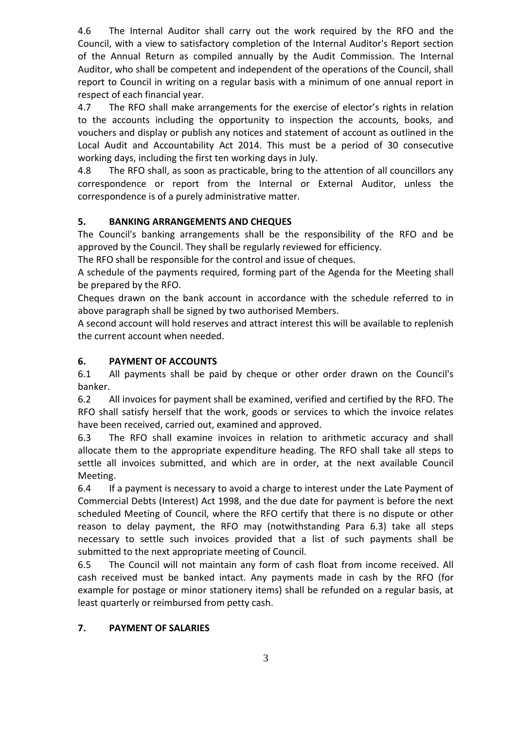4.6 The Internal Auditor shall carry out the work required by the RFO and the Council, with a view to satisfactory completion of the Internal Auditor's Report section of the Annual Return as compiled annually by the Audit Commission. The Internal Auditor, who shall be competent and independent of the operations of the Council, shall report to Council in writing on a regular basis with a minimum of one annual report in respect of each financial year.

4.7 The RFO shall make arrangements for the exercise of elector's rights in relation to the accounts including the opportunity to inspection the accounts, books, and vouchers and display or publish any notices and statement of account as outlined in the Local Audit and Accountability Act 2014. This must be a period of 30 consecutive working days, including the first ten working days in July.

4.8 The RFO shall, as soon as practicable, bring to the attention of all councillors any correspondence or report from the Internal or External Auditor, unless the correspondence is of a purely administrative matter.

## 5. BANKING ARRANGEMENTS AND CHEQUES

The Council's banking arrangements shall be the responsibility of the RFO and be approved by the Council. They shall be regularly reviewed for efficiency.

The RFO shall be responsible for the control and issue of cheques.

A schedule of the payments required, forming part of the Agenda for the Meeting shall be prepared by the RFO.

Cheques drawn on the bank account in accordance with the schedule referred to in above paragraph shall be signed by two authorised Members.

A second account will hold reserves and attract interest this will be available to replenish the current account when needed.

## 6. PAYMENT OF ACCOUNTS

6.1 All payments shall be paid by cheque or other order drawn on the Council's banker.

6.2 All invoices for payment shall be examined, verified and certified by the RFO. The RFO shall satisfy herself that the work, goods or services to which the invoice relates have been received, carried out, examined and approved.

6.3 The RFO shall examine invoices in relation to arithmetic accuracy and shall allocate them to the appropriate expenditure heading. The RFO shall take all steps to settle all invoices submitted, and which are in order, at the next available Council Meeting.

6.4 If a payment is necessary to avoid a charge to interest under the Late Payment of Commercial Debts (Interest) Act 1998, and the due date for payment is before the next scheduled Meeting of Council, where the RFO certify that there is no dispute or other reason to delay payment, the RFO may (notwithstanding Para 6.3) take all steps necessary to settle such invoices provided that a list of such payments shall be submitted to the next appropriate meeting of Council.

6.5 The Council will not maintain any form of cash float from income received. All cash received must be banked intact. Any payments made in cash by the RFO (for example for postage or minor stationery items) shall be refunded on a regular basis, at least quarterly or reimbursed from petty cash.

## 7. PAYMENT OF SALARIES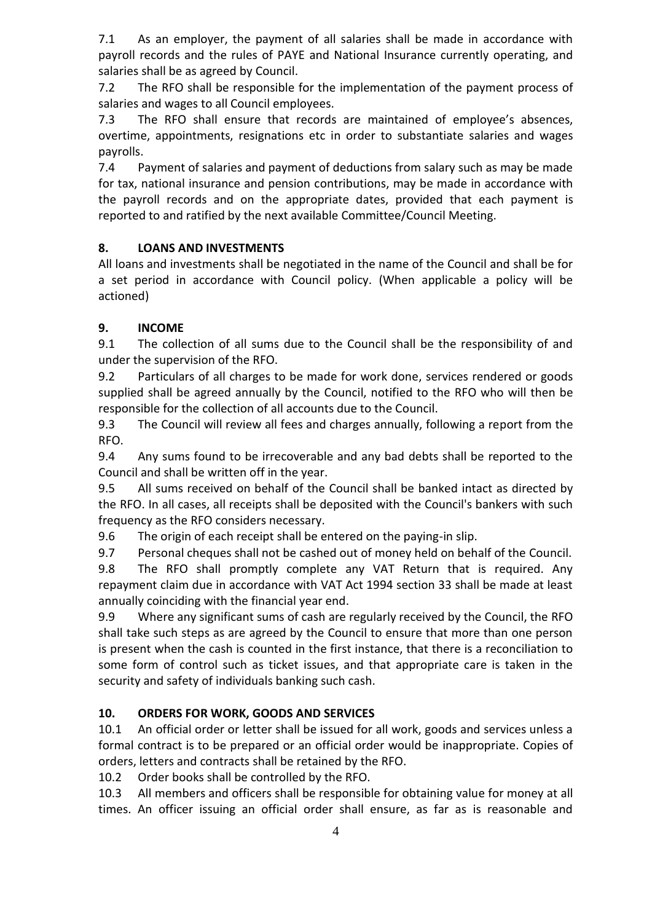7.1 As an employer, the payment of all salaries shall be made in accordance with payroll records and the rules of PAYE and National Insurance currently operating, and salaries shall be as agreed by Council.

7.2 The RFO shall be responsible for the implementation of the payment process of salaries and wages to all Council employees.

7.3 The RFO shall ensure that records are maintained of employee's absences, overtime, appointments, resignations etc in order to substantiate salaries and wages payrolls.

7.4 Payment of salaries and payment of deductions from salary such as may be made for tax, national insurance and pension contributions, may be made in accordance with the payroll records and on the appropriate dates, provided that each payment is reported to and ratified by the next available Committee/Council Meeting.

## 8. LOANS AND INVESTMENTS

All loans and investments shall be negotiated in the name of the Council and shall be for a set period in accordance with Council policy. (When applicable a policy will be actioned)

## 9. INCOME

9.1 The collection of all sums due to the Council shall be the responsibility of and under the supervision of the RFO.

9.2 Particulars of all charges to be made for work done, services rendered or goods supplied shall be agreed annually by the Council, notified to the RFO who will then be responsible for the collection of all accounts due to the Council.

9.3 The Council will review all fees and charges annually, following a report from the RFO.

9.4 Any sums found to be irrecoverable and any bad debts shall be reported to the Council and shall be written off in the year.

9.5 All sums received on behalf of the Council shall be banked intact as directed by the RFO. In all cases, all receipts shall be deposited with the Council's bankers with such frequency as the RFO considers necessary.

9.6 The origin of each receipt shall be entered on the paying-in slip.

9.7 Personal cheques shall not be cashed out of money held on behalf of the Council.

9.8 The RFO shall promptly complete any VAT Return that is required. Any repayment claim due in accordance with VAT Act 1994 section 33 shall be made at least annually coinciding with the financial year end.

9.9 Where any significant sums of cash are regularly received by the Council, the RFO shall take such steps as are agreed by the Council to ensure that more than one person is present when the cash is counted in the first instance, that there is a reconciliation to some form of control such as ticket issues, and that appropriate care is taken in the security and safety of individuals banking such cash.

## 10. ORDERS FOR WORK, GOODS AND SERVICES

10.1 An official order or letter shall be issued for all work, goods and services unless a formal contract is to be prepared or an official order would be inappropriate. Copies of orders, letters and contracts shall be retained by the RFO.

10.2 Order books shall be controlled by the RFO.

10.3 All members and officers shall be responsible for obtaining value for money at all times. An officer issuing an official order shall ensure, as far as is reasonable and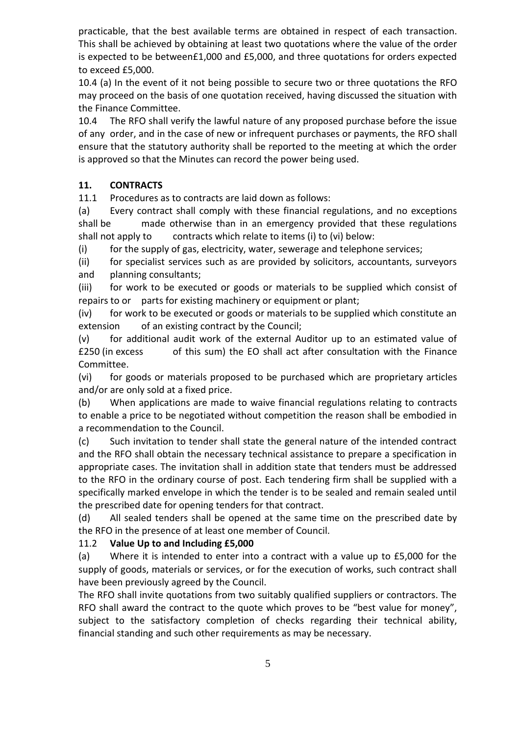practicable, that the best available terms are obtained in respect of each transaction. This shall be achieved by obtaining at least two quotations where the value of the order is expected to be between£1,000 and £5,000, and three quotations for orders expected to exceed £5,000.

10.4 (a) In the event of it not being possible to secure two or three quotations the RFO may proceed on the basis of one quotation received, having discussed the situation with the Finance Committee.

10.4 The RFO shall verify the lawful nature of any proposed purchase before the issue of any order, and in the case of new or infrequent purchases or payments, the RFO shall ensure that the statutory authority shall be reported to the meeting at which the order is approved so that the Minutes can record the power being used.

## 11. CONTRACTS

11.1 Procedures as to contracts are laid down as follows:

(a) Every contract shall comply with these financial regulations, and no exceptions shall be made otherwise than in an emergency provided that these regulations shall not apply to contracts which relate to items (i) to (vi) below:

(i) for the supply of gas, electricity, water, sewerage and telephone services;

(ii) for specialist services such as are provided by solicitors, accountants, surveyors and planning consultants;

(iii) for work to be executed or goods or materials to be supplied which consist of repairs to or parts for existing machinery or equipment or plant;

(iv) for work to be executed or goods or materials to be supplied which constitute an extension of an existing contract by the Council;

(v) for additional audit work of the external Auditor up to an estimated value of £250 (in excess of this sum) the EO shall act after consultation with the Finance Committee.

(vi) for goods or materials proposed to be purchased which are proprietary articles and/or are only sold at a fixed price.

(b) When applications are made to waive financial regulations relating to contracts to enable a price to be negotiated without competition the reason shall be embodied in a recommendation to the Council.

(c) Such invitation to tender shall state the general nature of the intended contract and the RFO shall obtain the necessary technical assistance to prepare a specification in appropriate cases. The invitation shall in addition state that tenders must be addressed to the RFO in the ordinary course of post. Each tendering firm shall be supplied with a specifically marked envelope in which the tender is to be sealed and remain sealed until the prescribed date for opening tenders for that contract.

(d) All sealed tenders shall be opened at the same time on the prescribed date by the RFO in the presence of at least one member of Council.

11.2 **Value Up to and Including £5,000**

(a) Where it is intended to enter into a contract with a value up to £5,000 for the supply of goods, materials or services, or for the execution of works, such contract shall have been previously agreed by the Council.

The RFO shall invite quotations from two suitably qualified suppliers or contractors. The RFO shall award the contract to the quote which proves to be "best value for money", subject to the satisfactory completion of checks regarding their technical ability, financial standing and such other requirements as may be necessary.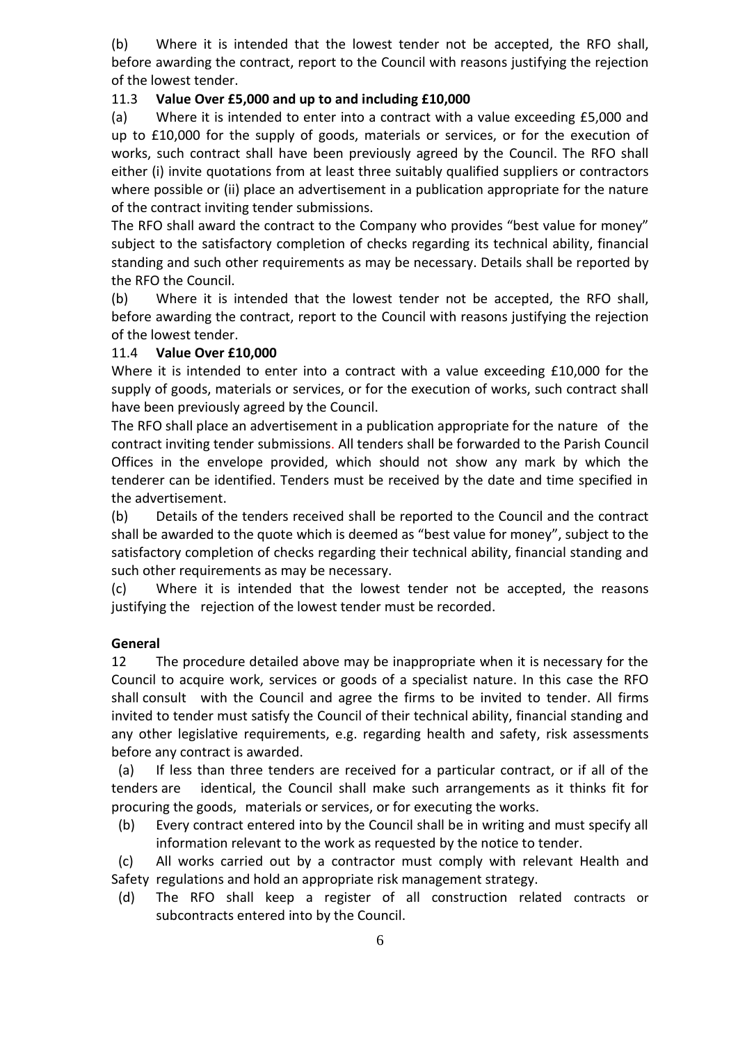(b) Where it is intended that the lowest tender not be accepted, the RFO shall, before awarding the contract, report to the Council with reasons justifying the rejection of the lowest tender.

11.3 **Value Over £5,000 and up to and including £10,000**

(a) Where it is intended to enter into a contract with a value exceeding £5,000 and up to £10,000 for the supply of goods, materials or services, or for the execution of works, such contract shall have been previously agreed by the Council. The RFO shall either (i) invite quotations from at least three suitably qualified suppliers or contractors where possible or (ii) place an advertisement in a publication appropriate for the nature of the contract inviting tender submissions.

The RFO shall award the contract to the Company who provides "best value for money" subject to the satisfactory completion of checks regarding its technical ability, financial standing and such other requirements as may be necessary. Details shall be reported by the RFO the Council.

(b) Where it is intended that the lowest tender not be accepted, the RFO shall, before awarding the contract, report to the Council with reasons justifying the rejection of the lowest tender.

11.4 **Value Over £10,000**

Where it is intended to enter into a contract with a value exceeding £10,000 for the supply of goods, materials or services, or for the execution of works, such contract shall have been previously agreed by the Council.

The RFO shall place an advertisement in a publication appropriate for the nature of the contract inviting tender submissions. All tenders shall be forwarded to the Parish Council Offices in the envelope provided, which should not show any mark by which the tenderer can be identified. Tenders must be received by the date and time specified in the advertisement.

(b) Details of the tenders received shall be reported to the Council and the contract shall be awarded to the quote which is deemed as "best value for money", subject to the satisfactory completion of checks regarding their technical ability, financial standing and such other requirements as may be necessary.

(c) Where it is intended that the lowest tender not be accepted, the reasons justifying the rejection of the lowest tender must be recorded.

**General**

12 The procedure detailed above may be inappropriate when it is necessary for the Council to acquire work, services or goods of a specialist nature. In this case the RFO shall consult with the Council and agree the firms to be invited to tender. All firms invited to tender must satisfy the Council of their technical ability, financial standing and any other legislative requirements, e.g. regarding health and safety, risk assessments before any contract is awarded.

(a) If less than three tenders are received for a particular contract, or if all of the tenders are identical, the Council shall make such arrangements as it thinks fit for procuring the goods, materials or services, or for executing the works.

(b) Every contract entered into by the Council shall be in writing and must specify all information relevant to the work as requested by the notice to tender.

(c) All works carried out by a contractor must comply with relevant Health and Safety regulations and hold an appropriate risk management strategy.

(d) The RFO shall keep a register of all construction related contracts or subcontracts entered into by the Council.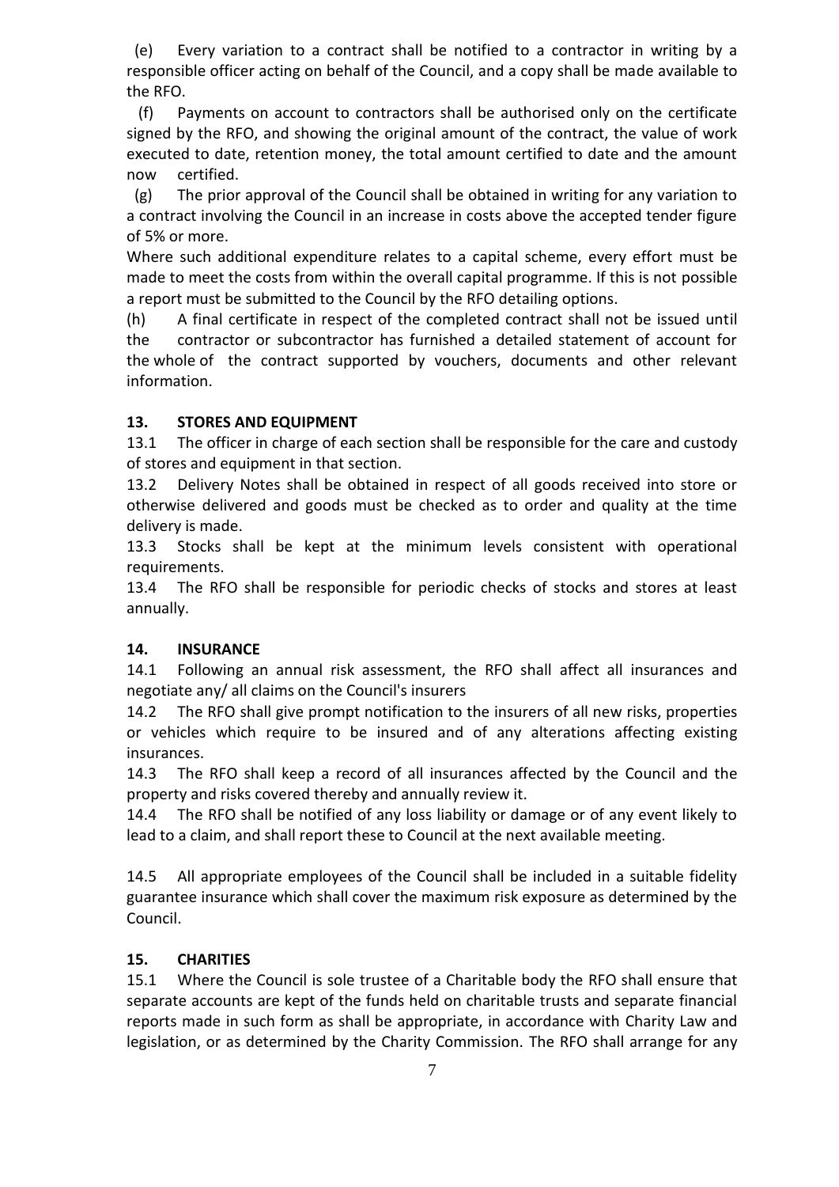(e) Every variation to a contract shall be notified to a contractor in writing by a responsible officer acting on behalf of the Council, and a copy shall be made available to the RFO.

(f) Payments on account to contractors shall be authorised only on the certificate signed by the RFO, and showing the original amount of the contract, the value of work executed to date, retention money, the total amount certified to date and the amount now certified.

(g) The prior approval of the Council shall be obtained in writing for any variation to a contract involving the Council in an increase in costs above the accepted tender figure of 5% or more.

Where such additional expenditure relates to a capital scheme, every effort must be made to meet the costs from within the overall capital programme. If this is not possible a report must be submitted to the Council by the RFO detailing options.

(h) A final certificate in respect of the completed contract shall not be issued until the contractor or subcontractor has furnished a detailed statement of account for the whole of the contract supported by vouchers, documents and other relevant information.

**13. STORES AND EQUIPMENT**

13.1 The officer in charge of each section shall be responsible for the care and custody of stores and equipment in that section.

13.2 Delivery Notes shall be obtained in respect of all goods received into store or otherwise delivered and goods must be checked as to order and quality at the time delivery is made.

13.3 Stocks shall be kept at the minimum levels consistent with operational requirements.

13.4 The RFO shall be responsible for periodic checks of stocks and stores at least annually.

**14. INSURANCE**

14.1 Following an annual risk assessment, the RFO shall affect all insurances and negotiate any/ all claims on the Council's insurers

14.2 The RFO shall give prompt notification to the insurers of all new risks, properties or vehicles which require to be insured and of any alterations affecting existing insurances.

14.3 The RFO shall keep a record of all insurances affected by the Council and the property and risks covered thereby and annually review it.

14.4 The RFO shall be notified of any loss liability or damage or of any event likely to lead to a claim, and shall report these to Council at the next available meeting.

14.5 All appropriate employees of the Council shall be included in a suitable fidelity guarantee insurance which shall cover the maximum risk exposure as determined by the Council.

**15. CHARITIES**

15.1 Where the Council is sole trustee of a Charitable body the RFO shall ensure that separate accounts are kept of the funds held on charitable trusts and separate financial reports made in such form as shall be appropriate, in accordance with Charity Law and legislation, or as determined by the Charity Commission. The RFO shall arrange for any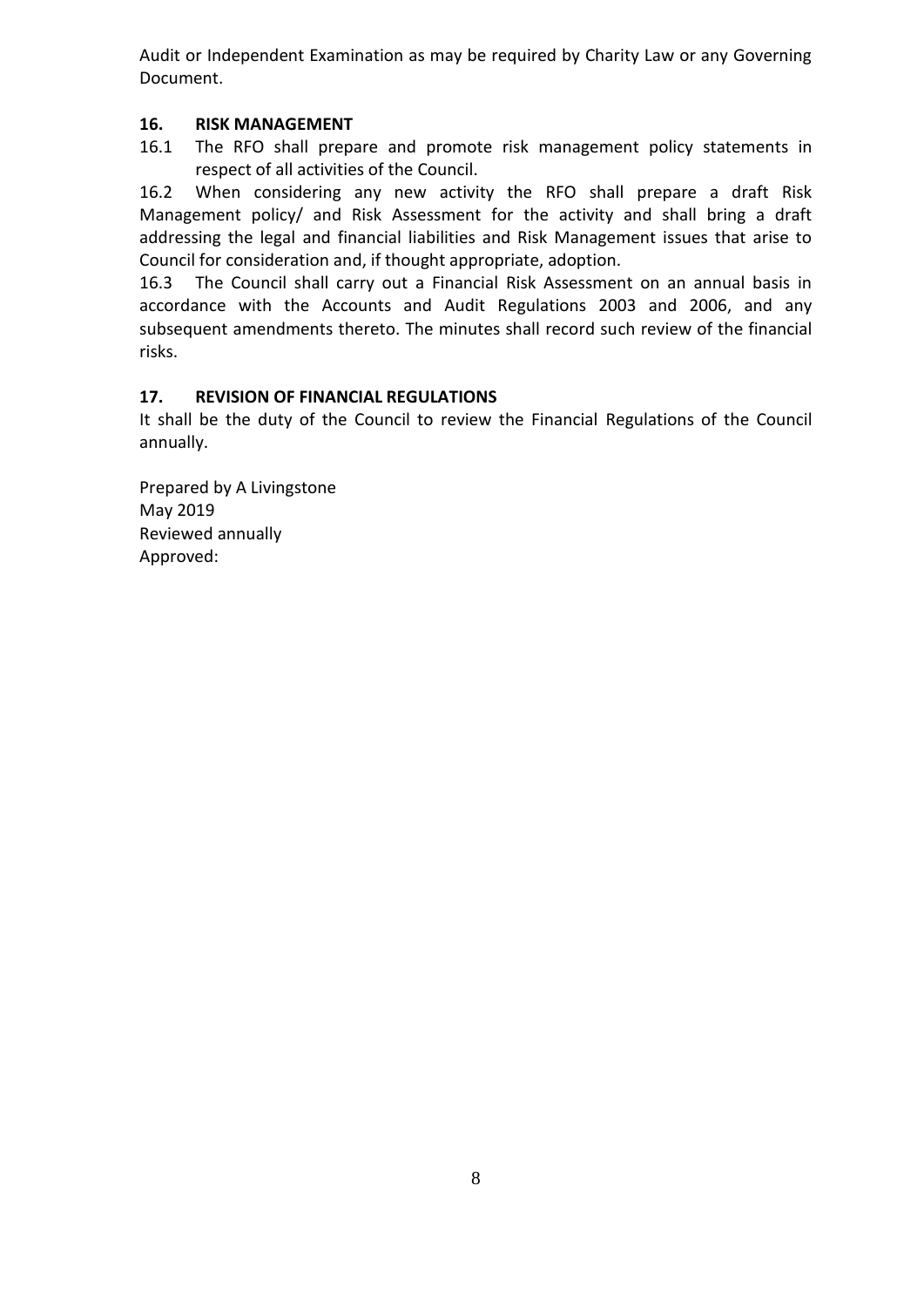Audit or Independent Examination as may be required by Charity Law or any Governing Document.

## 16. RISK MANAGEMENT

16.1 The RFO shall prepare and promote risk management policy statements in respect of all activities of the Council.

16.2 When considering any new activity the RFO shall prepare a draft Risk Management policy/ and Risk Assessment for the activity and shall bring a draft addressing the legal and financial liabilities and Risk Management issues that arise to Council for consideration and, if thought appropriate, adoption.

16.3 The Council shall carry out a Financial Risk Assessment on an annual basis in accordance with the Accounts and Audit Regulations 2003 and 2006, and any subsequent amendments thereto. The minutes shall record such review of the financial risks.

## 17. REVISION OF FINANCIAL REGULATIONS

It shall be the duty of the Council to review the Financial Regulations of the Council annually.

Prepared by A Livingstone  
May 2019  
Reviewed annually  
Approved: